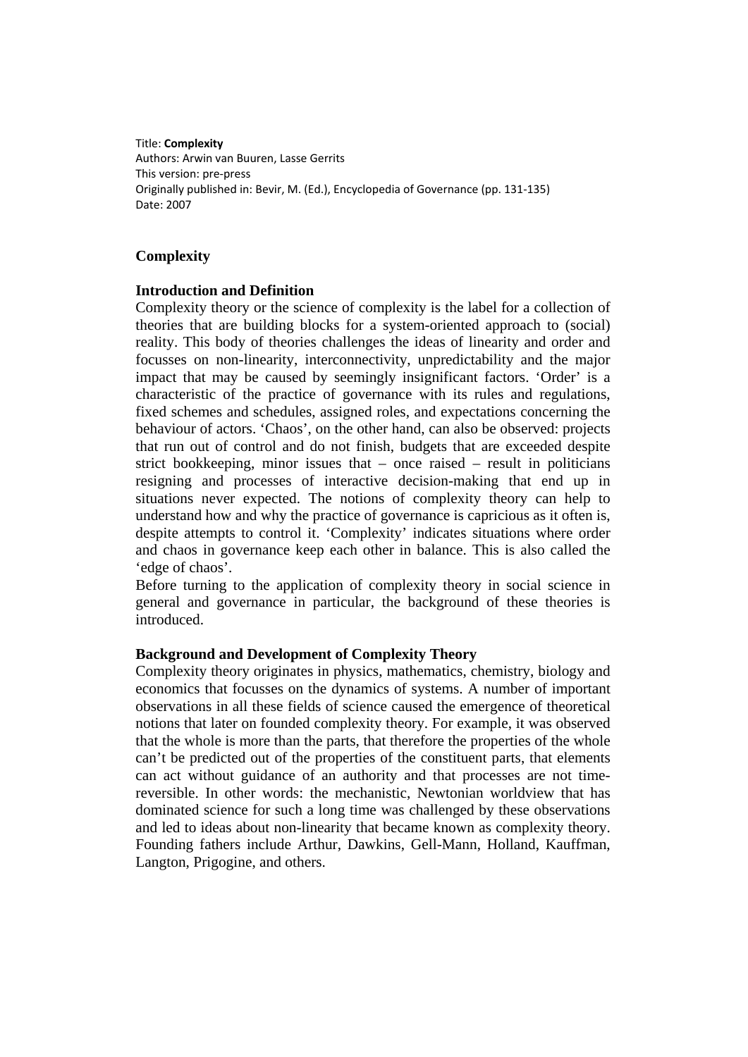Title: **Complexity**
Authors: Arwin van Buuren, Lasse Gerrits
This version: pre-press
Originally published in: Bevir, M. (Ed.), Encyclopedia of Governance (pp. 131-135)
Date: 2007

# Complexity

## Introduction and Definition

Complexity theory or the science of complexity is the label for a collection of theories that are building blocks for a system-oriented approach to (social) reality. This body of theories challenges the ideas of linearity and order and focusses on non-linearity, interconnectivity, unpredictability and the major impact that may be caused by seemingly insignificant factors. 'Order' is a characteristic of the practice of governance with its rules and regulations, fixed schemes and schedules, assigned roles, and expectations concerning the behaviour of actors. 'Chaos', on the other hand, can also be observed: projects that run out of control and do not finish, budgets that are exceeded despite strict bookkeeping, minor issues that – once raised – result in politicians resigning and processes of interactive decision-making that end up in situations never expected. The notions of complexity theory can help to understand how and why the practice of governance is capricious as it often is, despite attempts to control it. 'Complexity' indicates situations where order and chaos in governance keep each other in balance. This is also called the 'edge of chaos'.

Before turning to the application of complexity theory in social science in general and governance in particular, the background of these theories is introduced.

## Background and Development of Complexity Theory

Complexity theory originates in physics, mathematics, chemistry, biology and economics that focusses on the dynamics of systems. A number of important observations in all these fields of science caused the emergence of theoretical notions that later on founded complexity theory. For example, it was observed that the whole is more than the parts, that therefore the properties of the whole can't be predicted out of the properties of the constituent parts, that elements can act without guidance of an authority and that processes are not time-reversible. In other words: the mechanistic, Newtonian worldview that has dominated science for such a long time was challenged by these observations and led to ideas about non-linearity that became known as complexity theory. Founding fathers include Arthur, Dawkins, Gell-Mann, Holland, Kauffman, Langton, Prigogine, and others.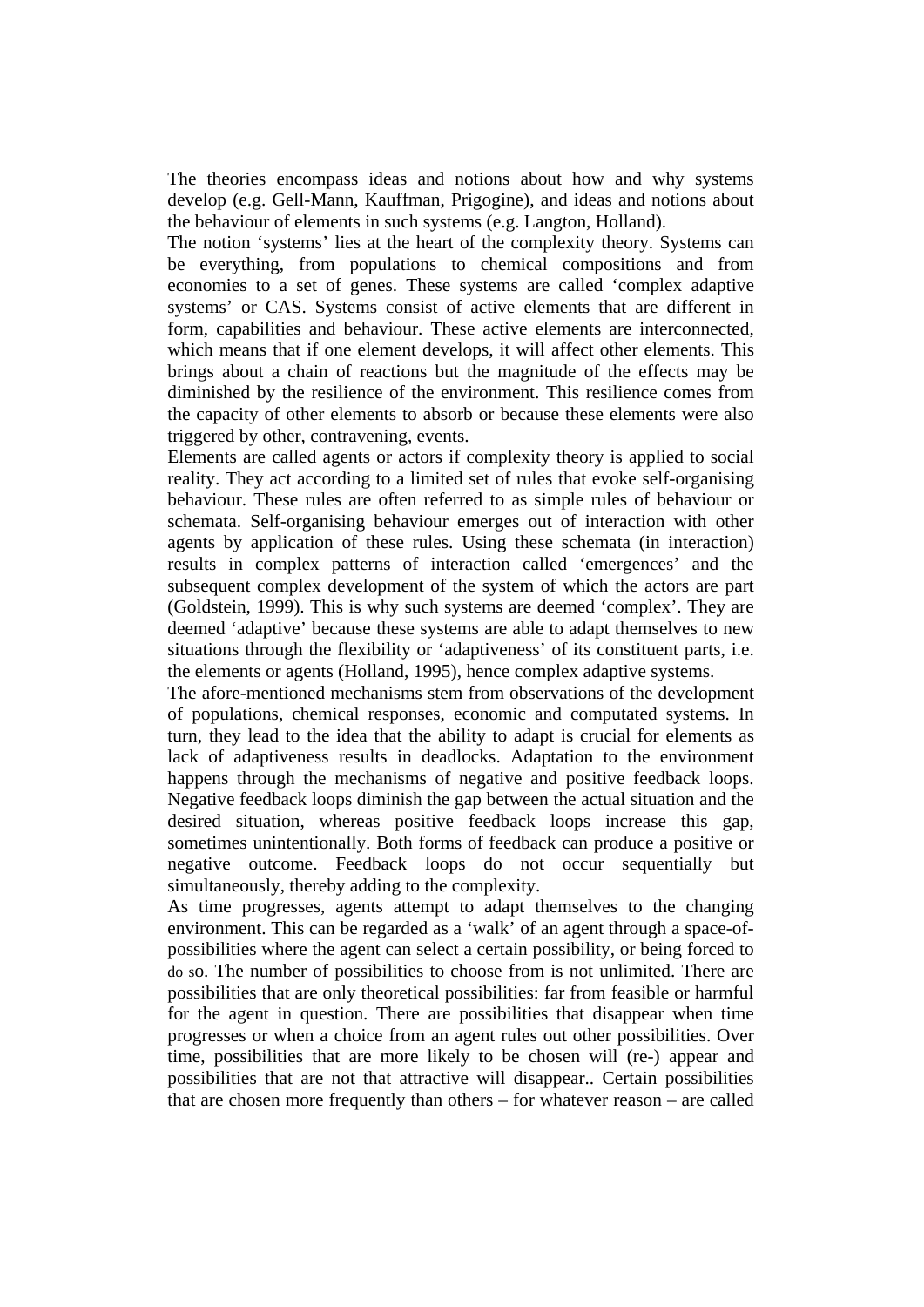The theories encompass ideas and notions about how and why systems develop (e.g. Gell-Mann, Kauffman, Prigogine), and ideas and notions about the behaviour of elements in such systems (e.g. Langton, Holland).

The notion 'systems' lies at the heart of the complexity theory. Systems can be everything, from populations to chemical compositions and from economies to a set of genes. These systems are called 'complex adaptive systems' or CAS. Systems consist of active elements that are different in form, capabilities and behaviour. These active elements are interconnected, which means that if one element develops, it will affect other elements. This brings about a chain of reactions but the magnitude of the effects may be diminished by the resilience of the environment. This resilience comes from the capacity of other elements to absorb or because these elements were also triggered by other, contravening, events.

Elements are called agents or actors if complexity theory is applied to social reality. They act according to a limited set of rules that evoke self-organising behaviour. These rules are often referred to as simple rules of behaviour or schemata. Self-organising behaviour emerges out of interaction with other agents by application of these rules. Using these schemata (in interaction) results in complex patterns of interaction called 'emergences' and the subsequent complex development of the system of which the actors are part (Goldstein, 1999). This is why such systems are deemed 'complex'. They are deemed 'adaptive' because these systems are able to adapt themselves to new situations through the flexibility or 'adaptiveness' of its constituent parts, i.e. the elements or agents (Holland, 1995), hence complex adaptive systems.

The afore-mentioned mechanisms stem from observations of the development of populations, chemical responses, economic and computated systems. In turn, they lead to the idea that the ability to adapt is crucial for elements as lack of adaptiveness results in deadlocks. Adaptation to the environment happens through the mechanisms of negative and positive feedback loops. Negative feedback loops diminish the gap between the actual situation and the desired situation, whereas positive feedback loops increase this gap, sometimes unintentionally. Both forms of feedback can produce a positive or negative outcome. Feedback loops do not occur sequentially but simultaneously, thereby adding to the complexity.

As time progresses, agents attempt to adapt themselves to the changing environment. This can be regarded as a 'walk' of an agent through a space-of-possibilities where the agent can select a certain possibility, or being forced to do so. The number of possibilities to choose from is not unlimited. There are possibilities that are only theoretical possibilities: far from feasible or harmful for the agent in question. There are possibilities that disappear when time progresses or when a choice from an agent rules out other possibilities. Over time, possibilities that are more likely to be chosen will (re-) appear and possibilities that are not that attractive will disappear.. Certain possibilities that are chosen more frequently than others – for whatever reason – are called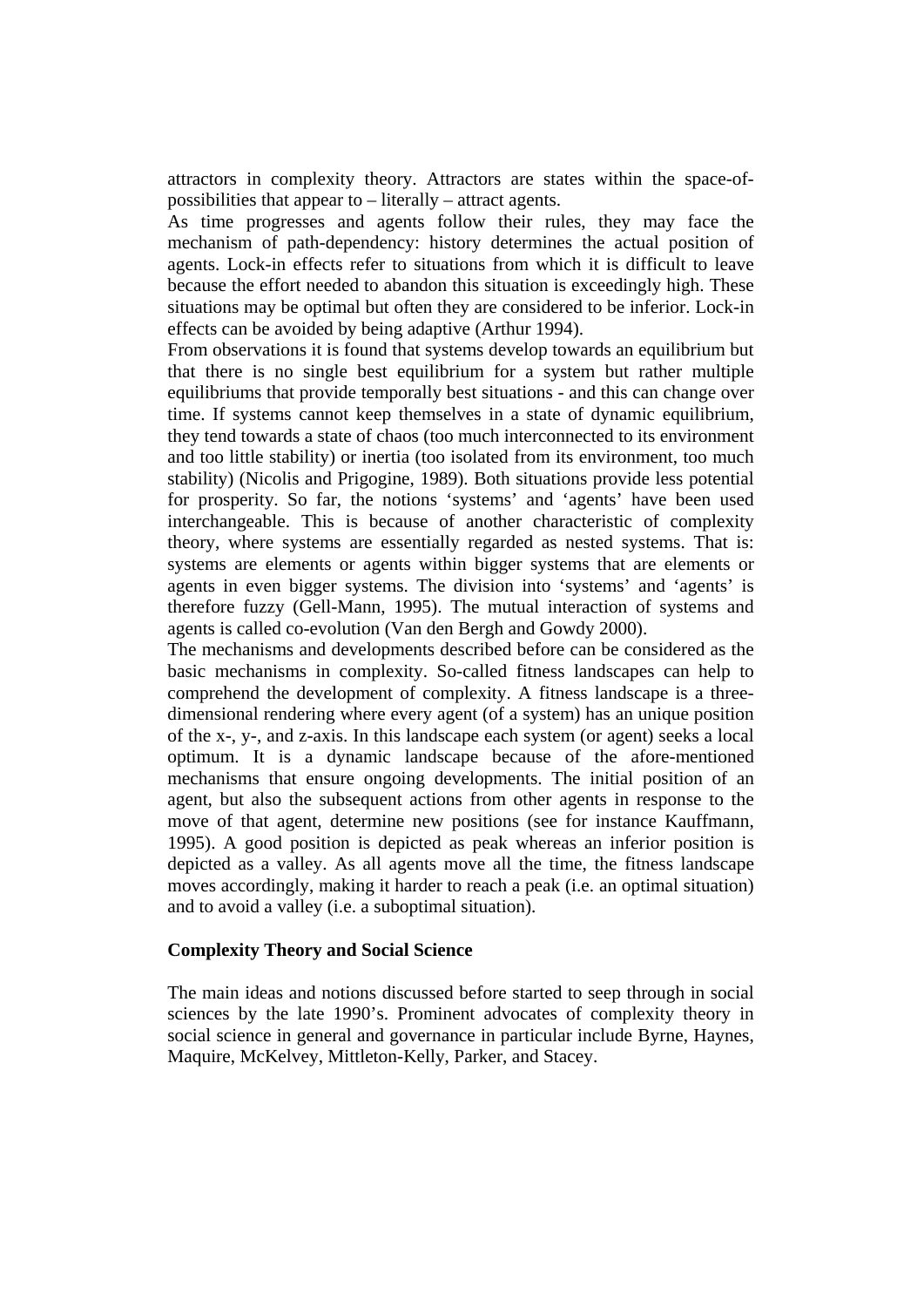attractors in complexity theory. Attractors are states within the space-of-possibilities that appear to – literally – attract agents.

As time progresses and agents follow their rules, they may face the mechanism of path-dependency: history determines the actual position of agents. Lock-in effects refer to situations from which it is difficult to leave because the effort needed to abandon this situation is exceedingly high. These situations may be optimal but often they are considered to be inferior. Lock-in effects can be avoided by being adaptive (Arthur 1994).

From observations it is found that systems develop towards an equilibrium but that there is no single best equilibrium for a system but rather multiple equilibriums that provide temporally best situations - and this can change over time. If systems cannot keep themselves in a state of dynamic equilibrium, they tend towards a state of chaos (too much interconnected to its environment and too little stability) or inertia (too isolated from its environment, too much stability) (Nicolis and Prigogine, 1989). Both situations provide less potential for prosperity. So far, the notions 'systems' and 'agents' have been used interchangeable. This is because of another characteristic of complexity theory, where systems are essentially regarded as nested systems. That is: systems are elements or agents within bigger systems that are elements or agents in even bigger systems. The division into 'systems' and 'agents' is therefore fuzzy (Gell-Mann, 1995). The mutual interaction of systems and agents is called co-evolution (Van den Bergh and Gowdy 2000).

The mechanisms and developments described before can be considered as the basic mechanisms in complexity. So-called fitness landscapes can help to comprehend the development of complexity. A fitness landscape is a three-dimensional rendering where every agent (of a system) has an unique position of the x-, y-, and z-axis. In this landscape each system (or agent) seeks a local optimum. It is a dynamic landscape because of the afore-mentioned mechanisms that ensure ongoing developments. The initial position of an agent, but also the subsequent actions from other agents in response to the move of that agent, determine new positions (see for instance Kauffmann, 1995). A good position is depicted as peak whereas an inferior position is depicted as a valley. As all agents move all the time, the fitness landscape moves accordingly, making it harder to reach a peak (i.e. an optimal situation) and to avoid a valley (i.e. a suboptimal situation).

**Complexity Theory and Social Science**

The main ideas and notions discussed before started to seep through in social sciences by the late 1990's. Prominent advocates of complexity theory in social science in general and governance in particular include Byrne, Haynes, Maquire, McKelvey, Mittleton-Kelly, Parker, and Stacey.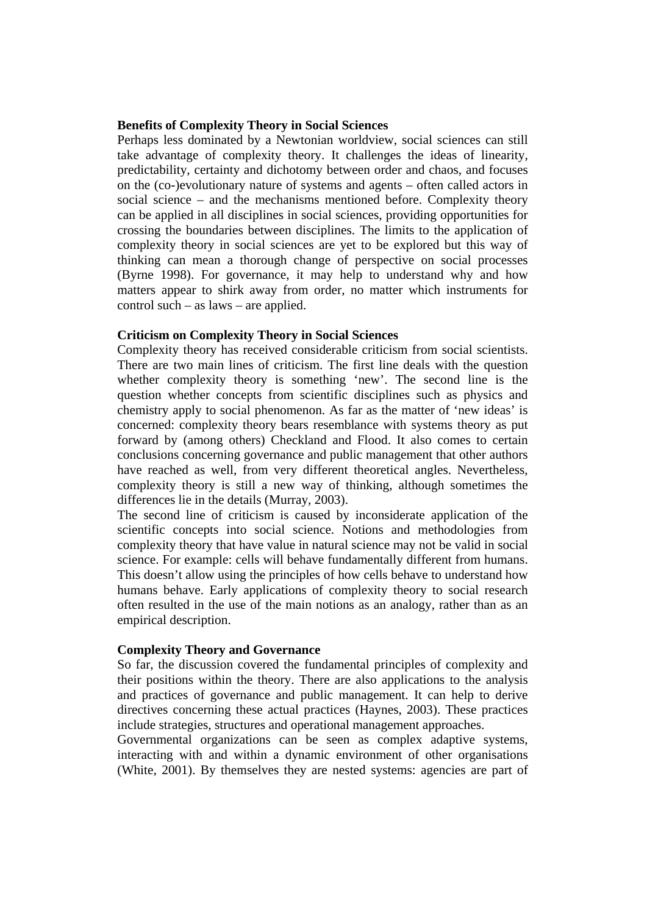**Benefits of Complexity Theory in Social Sciences**

Perhaps less dominated by a Newtonian worldview, social sciences can still take advantage of complexity theory. It challenges the ideas of linearity, predictability, certainty and dichotomy between order and chaos, and focuses on the (co-)evolutionary nature of systems and agents – often called actors in social science – and the mechanisms mentioned before. Complexity theory can be applied in all disciplines in social sciences, providing opportunities for crossing the boundaries between disciplines. The limits to the application of complexity theory in social sciences are yet to be explored but this way of thinking can mean a thorough change of perspective on social processes (Byrne 1998). For governance, it may help to understand why and how matters appear to shirk away from order, no matter which instruments for control such – as laws – are applied.

**Criticism on Complexity Theory in Social Sciences**

Complexity theory has received considerable criticism from social scientists. There are two main lines of criticism. The first line deals with the question whether complexity theory is something 'new'. The second line is the question whether concepts from scientific disciplines such as physics and chemistry apply to social phenomenon. As far as the matter of 'new ideas' is concerned: complexity theory bears resemblance with systems theory as put forward by (among others) Checkland and Flood. It also comes to certain conclusions concerning governance and public management that other authors have reached as well, from very different theoretical angles. Nevertheless, complexity theory is still a new way of thinking, although sometimes the differences lie in the details (Murray, 2003).

The second line of criticism is caused by inconsiderate application of the scientific concepts into social science. Notions and methodologies from complexity theory that have value in natural science may not be valid in social science. For example: cells will behave fundamentally different from humans. This doesn't allow using the principles of how cells behave to understand how humans behave. Early applications of complexity theory to social research often resulted in the use of the main notions as an analogy, rather than as an empirical description.

**Complexity Theory and Governance**

So far, the discussion covered the fundamental principles of complexity and their positions within the theory. There are also applications to the analysis and practices of governance and public management. It can help to derive directives concerning these actual practices (Haynes, 2003). These practices include strategies, structures and operational management approaches.

Governmental organizations can be seen as complex adaptive systems, interacting with and within a dynamic environment of other organisations (White, 2001). By themselves they are nested systems: agencies are part of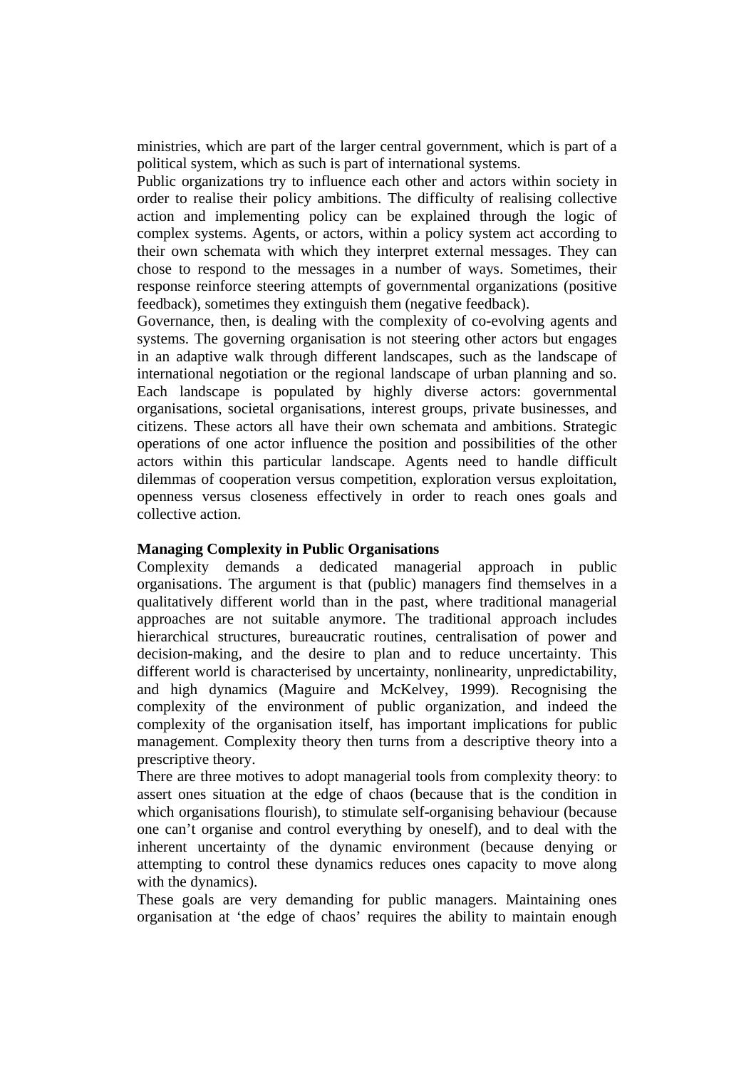ministries, which are part of the larger central government, which is part of a political system, which as such is part of international systems.

Public organizations try to influence each other and actors within society in order to realise their policy ambitions. The difficulty of realising collective action and implementing policy can be explained through the logic of complex systems. Agents, or actors, within a policy system act according to their own schemata with which they interpret external messages. They can chose to respond to the messages in a number of ways. Sometimes, their response reinforce steering attempts of governmental organizations (positive feedback), sometimes they extinguish them (negative feedback).

Governance, then, is dealing with the complexity of co-evolving agents and systems. The governing organisation is not steering other actors but engages in an adaptive walk through different landscapes, such as the landscape of international negotiation or the regional landscape of urban planning and so. Each landscape is populated by highly diverse actors: governmental organisations, societal organisations, interest groups, private businesses, and citizens. These actors all have their own schemata and ambitions. Strategic operations of one actor influence the position and possibilities of the other actors within this particular landscape. Agents need to handle difficult dilemmas of cooperation versus competition, exploration versus exploitation, openness versus closeness effectively in order to reach ones goals and collective action.

**Managing Complexity in Public Organisations**

Complexity demands a dedicated managerial approach in public organisations. The argument is that (public) managers find themselves in a qualitatively different world than in the past, where traditional managerial approaches are not suitable anymore. The traditional approach includes hierarchical structures, bureaucratic routines, centralisation of power and decision-making, and the desire to plan and to reduce uncertainty. This different world is characterised by uncertainty, nonlinearity, unpredictability, and high dynamics (Maguire and McKelvey, 1999). Recognising the complexity of the environment of public organization, and indeed the complexity of the organisation itself, has important implications for public management. Complexity theory then turns from a descriptive theory into a prescriptive theory.

There are three motives to adopt managerial tools from complexity theory: to assert ones situation at the edge of chaos (because that is the condition in which organisations flourish), to stimulate self-organising behaviour (because one can't organise and control everything by oneself), and to deal with the inherent uncertainty of the dynamic environment (because denying or attempting to control these dynamics reduces ones capacity to move along with the dynamics).

These goals are very demanding for public managers. Maintaining ones organisation at 'the edge of chaos' requires the ability to maintain enough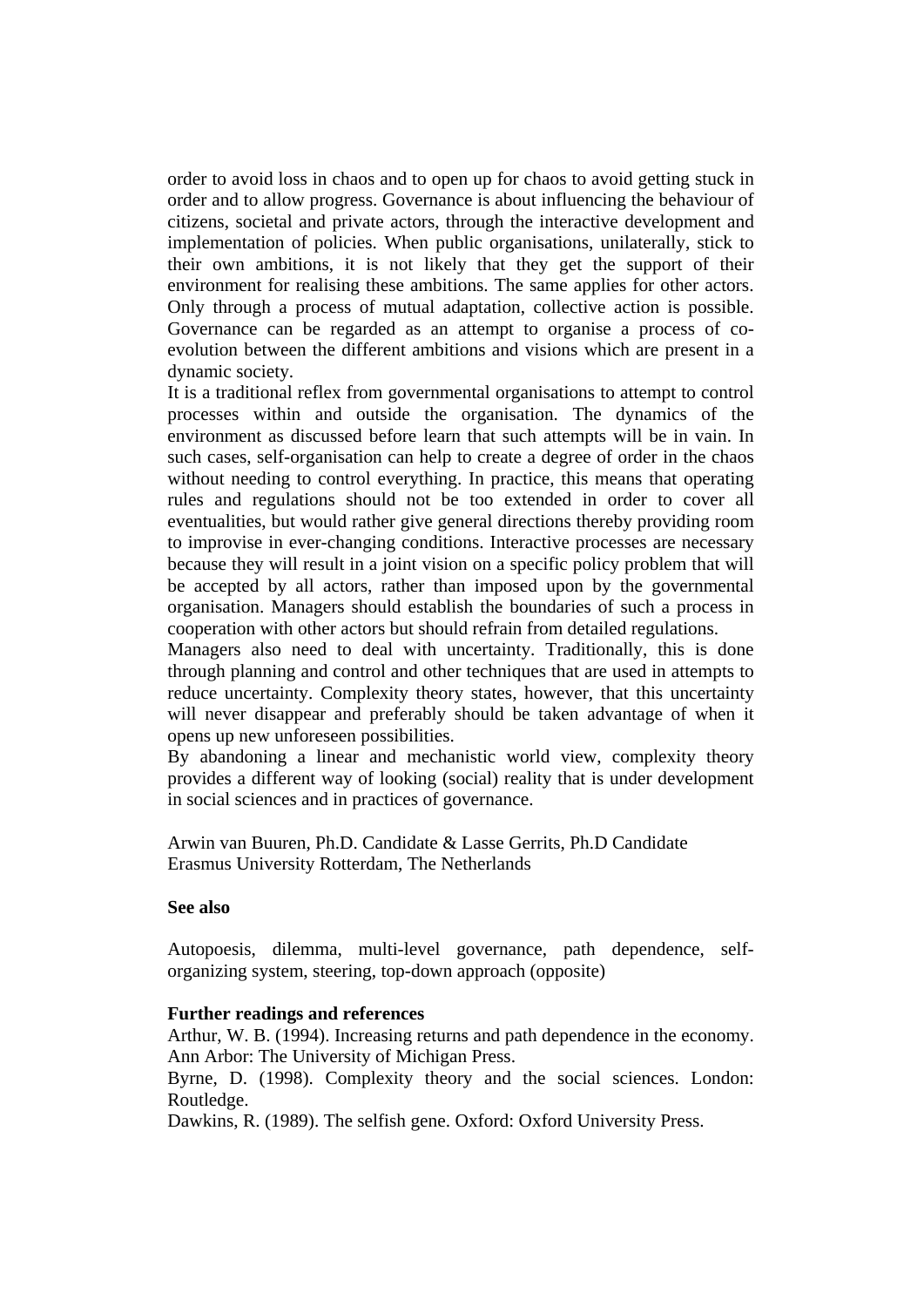order to avoid loss in chaos and to open up for chaos to avoid getting stuck in order and to allow progress. Governance is about influencing the behaviour of citizens, societal and private actors, through the interactive development and implementation of policies. When public organisations, unilaterally, stick to their own ambitions, it is not likely that they get the support of their environment for realising these ambitions. The same applies for other actors. Only through a process of mutual adaptation, collective action is possible. Governance can be regarded as an attempt to organise a process of co-evolution between the different ambitions and visions which are present in a dynamic society.

It is a traditional reflex from governmental organisations to attempt to control processes within and outside the organisation. The dynamics of the environment as discussed before learn that such attempts will be in vain. In such cases, self-organisation can help to create a degree of order in the chaos without needing to control everything. In practice, this means that operating rules and regulations should not be too extended in order to cover all eventualities, but would rather give general directions thereby providing room to improvise in ever-changing conditions. Interactive processes are necessary because they will result in a joint vision on a specific policy problem that will be accepted by all actors, rather than imposed upon by the governmental organisation. Managers should establish the boundaries of such a process in cooperation with other actors but should refrain from detailed regulations.

Managers also need to deal with uncertainty. Traditionally, this is done through planning and control and other techniques that are used in attempts to reduce uncertainty. Complexity theory states, however, that this uncertainty will never disappear and preferably should be taken advantage of when it opens up new unforeseen possibilities.

By abandoning a linear and mechanistic world view, complexity theory provides a different way of looking (social) reality that is under development in social sciences and in practices of governance.

Arwin van Buuren, Ph.D. Candidate & Lasse Gerrits, Ph.D Candidate
Erasmus University Rotterdam, The Netherlands

**See also**

Autopoesis, dilemma, multi-level governance, path dependence, self-organizing system, steering, top-down approach (opposite)

**Further readings and references**

Arthur, W. B. (1994). Increasing returns and path dependence in the economy. Ann Arbor: The University of Michigan Press.

Byrne, D. (1998). Complexity theory and the social sciences. London: Routledge.

Dawkins, R. (1989). The selfish gene. Oxford: Oxford University Press.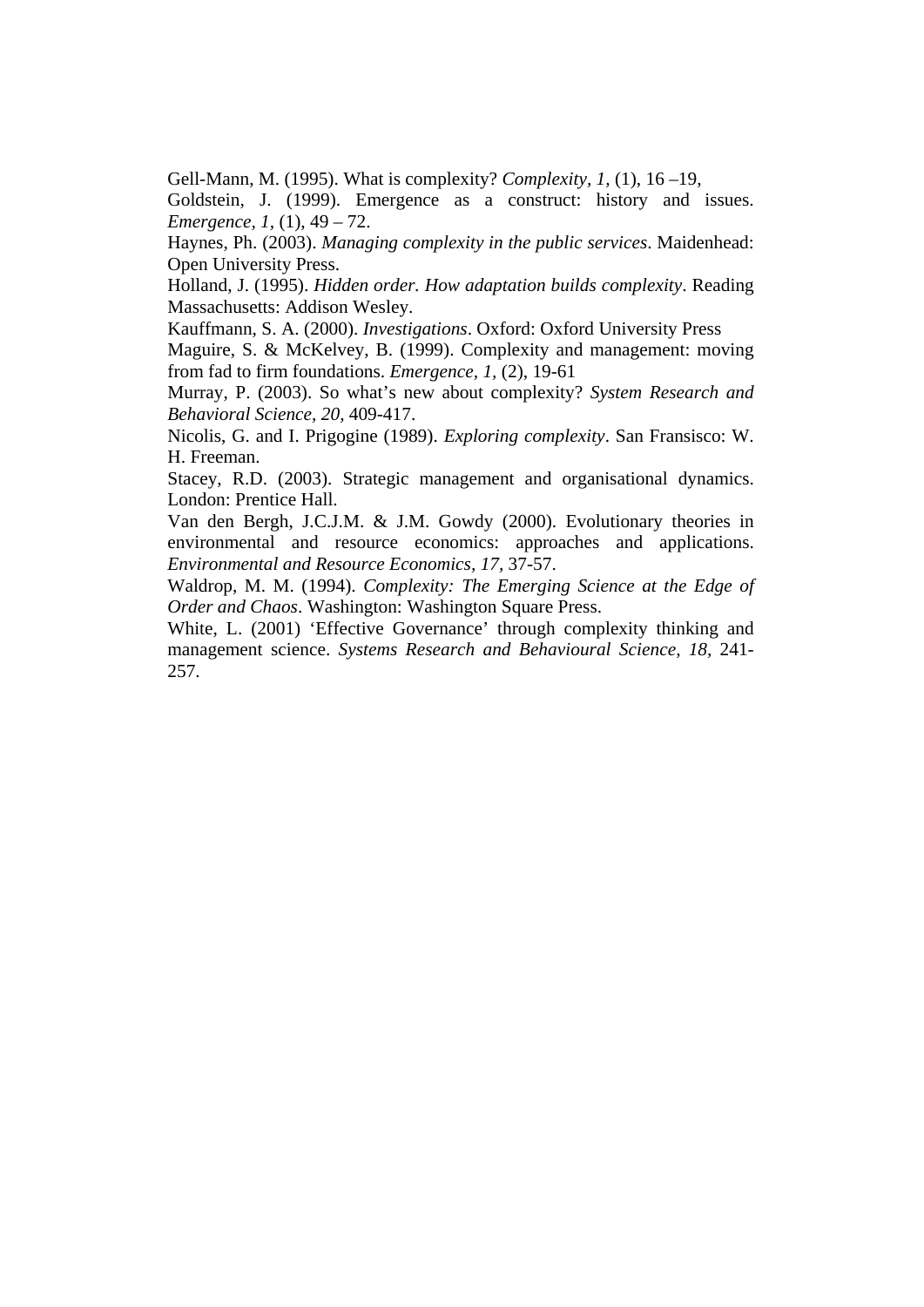Gell-Mann, M. (1995). What is complexity? *Complexity*, *1*, (1), 16 –19,

Goldstein, J. (1999). Emergence as a construct: history and issues. *Emergence*, *1*, (1), 49 – 72.

Haynes, Ph. (2003). *Managing complexity in the public services*. Maidenhead: Open University Press.

Holland, J. (1995). *Hidden order. How adaptation builds complexity*. Reading Massachusetts: Addison Wesley.

Kauffmann, S. A. (2000). *Investigations*. Oxford: Oxford University Press

Maguire, S. & McKelvey, B. (1999). Complexity and management: moving from fad to firm foundations. *Emergence*, *1*, (2), 19-61

Murray, P. (2003). So what's new about complexity? *System Research and Behavioral Science, 20,* 409-417.

Nicolis, G. and I. Prigogine (1989). *Exploring complexity*. San Fransisco: W. H. Freeman.

Stacey, R.D. (2003). Strategic management and organisational dynamics. London: Prentice Hall.

Van den Bergh, J.C.J.M. & J.M. Gowdy (2000). Evolutionary theories in environmental and resource economics: approaches and applications. *Environmental and Resource Economics*, *17*, 37-57.

Waldrop, M. M. (1994). *Complexity: The Emerging Science at the Edge of Order and Chaos*. Washington: Washington Square Press.

White, L. (2001) 'Effective Governance' through complexity thinking and management science. *Systems Research and Behavioural Science, 18,* 241-257.